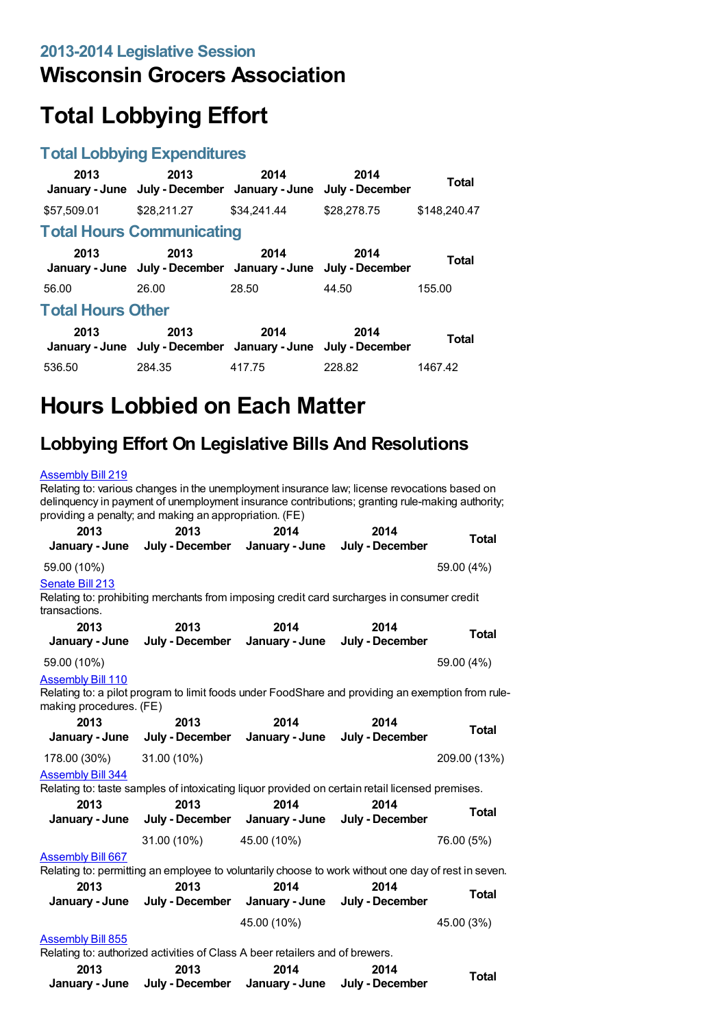### 2013-2014 Legislative Session

# Wisconsin Grocers Association

# Total Lobbying Effort

### Total Lobbying Expenditures

| 2013 January - June | 2013 July - December | 2014 January - June | 2014 July - December | Total |
|---|---|---|---|---|
| $57,509.01 | $28,211.27 | $34,241.44 | $28,278.75 | $148,240.47 |

### Total Hours Communicating

| 2013 January - June | 2013 July - December | 2014 January - June | 2014 July - December | Total |
|---|---|---|---|---|
| 56.00 | 26.00 | 28.50 | 44.50 | 155.00 |

### Total Hours Other

| 2013 January - June | 2013 July - December | 2014 January - June | 2014 July - December | Total |
|---|---|---|---|---|
| 536.50 | 284.35 | 417.75 | 228.82 | 1467.42 |

# Hours Lobbied on Each Matter

## Lobbying Effort On Legislative Bills And Resolutions

Assembly Bill 219

Relating to: various changes in the unemployment insurance law; license revocations based on delinquency in payment of unemployment insurance contributions; granting rule-making authority; providing a penalty; and making an appropriation. (FE)

| 2013 January - June | 2013 July - December | 2014 January - June | 2014 July - December | Total |
|---|---|---|---|---|
| 59.00 (10%) | | | | 59.00 (4%) |

Senate Bill 213

Relating to: prohibiting merchants from imposing credit card surcharges in consumer credit transactions.

| 2013 January - June | 2013 July - December | 2014 January - June | 2014 July - December | Total |
|---|---|---|---|---|
| 59.00 (10%) | | | | 59.00 (4%) |

Assembly Bill 110

Relating to: a pilot program to limit foods under FoodShare and providing an exemption from rule-making procedures. (FE)

| 2013 January - June | 2013 July - December | 2014 January - June | 2014 July - December | Total |
|---|---|---|---|---|
| 178.00 (30%) | 31.00 (10%) | | | 209.00 (13%) |

Assembly Bill 344

Relating to: taste samples of intoxicating liquor provided on certain retail licensed premises.

| 2013 January - June | 2013 July - December | 2014 January - June | 2014 July - December | Total |
|---|---|---|---|---|
| | 31.00 (10%) | 45.00 (10%) | | 76.00 (5%) |

Assembly Bill 667

Relating to: permitting an employee to voluntarily choose to work without one day of rest in seven.

| 2013 January - June | 2013 July - December | 2014 January - June | 2014 July - December | Total |
|---|---|---|---|---|
| | | 45.00 (10%) | | 45.00 (3%) |

Assembly Bill 855

Relating to: authorized activities of Class A beer retailers and of brewers.

| 2013 January - June | 2013 July - December | 2014 January - June | 2014 July - December | Total |
|---|---|---|---|---|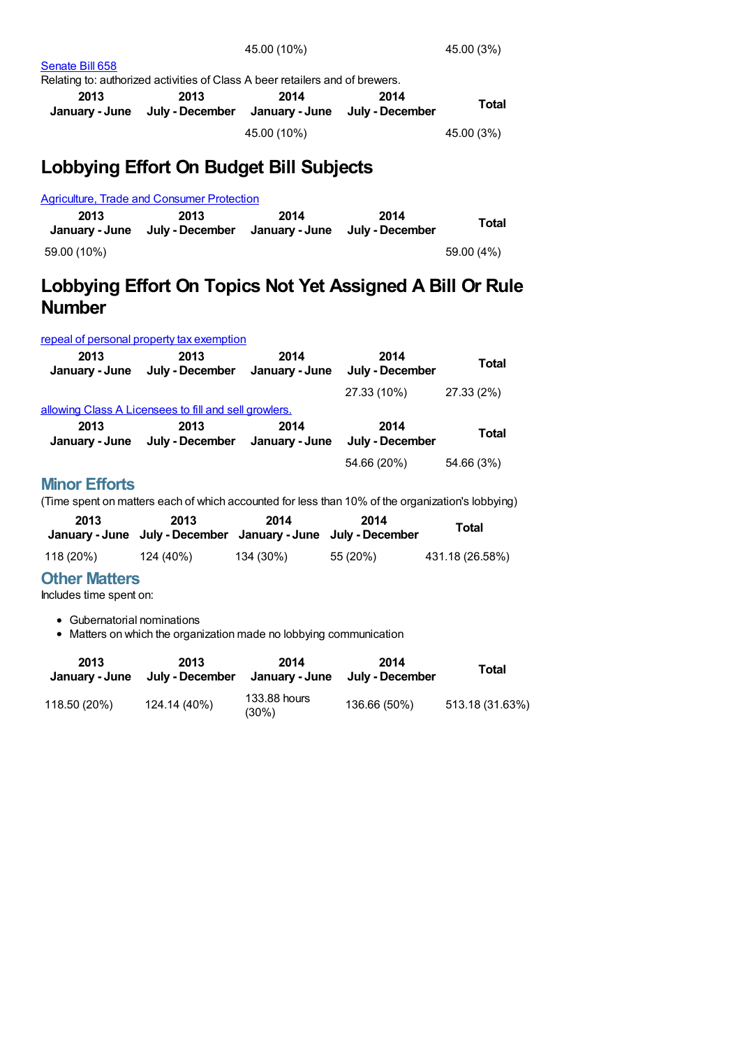| 2013 January - June | 2013 July - December | 2014 January - June | 2014 July - December | Total |
|---|---|---|---|---|
| | | 45.00 (10%) | | 45.00 (3%) |

[Senate Bill 658]

Relating to: authorized activities of Class A beer retailers and of brewers.

| 2013 January - June | 2013 July - December | 2014 January - June | 2014 July - December | Total |
|---|---|---|---|---|
| | | 45.00 (10%) | | 45.00 (3%) |

# Lobbying Effort On Budget Bill Subjects

[Agriculture, Trade and Consumer Protection]

| 2013 January - June | 2013 July - December | 2014 January - June | 2014 July - December | Total |
|---|---|---|---|---|
| 59.00 (10%) | | | | 59.00 (4%) |

# Lobbying Effort On Topics Not Yet Assigned A Bill Or Rule Number

[repeal of personal property tax exemption]

| 2013 January - June | 2013 July - December | 2014 January - June | 2014 July - December | Total |
|---|---|---|---|---|
| | | | 27.33 (10%) | 27.33 (2%) |

[allowing Class A Licensees to fill and sell growlers.]

| 2013 January - June | 2013 July - December | 2014 January - June | 2014 July - December | Total |
|---|---|---|---|---|
| | | | 54.66 (20%) | 54.66 (3%) |

## Minor Efforts

(Time spent on matters each of which accounted for less than 10% of the organization's lobbying)

| 2013 January - June | 2013 July - December | 2014 January - June | 2014 July - December | Total |
|---|---|---|---|---|
| 118 (20%) | 124 (40%) | 134 (30%) | 55 (20%) | 431.18 (26.58%) |

## Other Matters

Includes time spent on:

- Gubernatorial nominations
- Matters on which the organization made no lobbying communication

| 2013 January - June | 2013 July - December | 2014 January - June | 2014 July - December | Total |
|---|---|---|---|---|
| 118.50 (20%) | 124.14 (40%) | 133.88 hours (30%) | 136.66 (50%) | 513.18 (31.63%) |